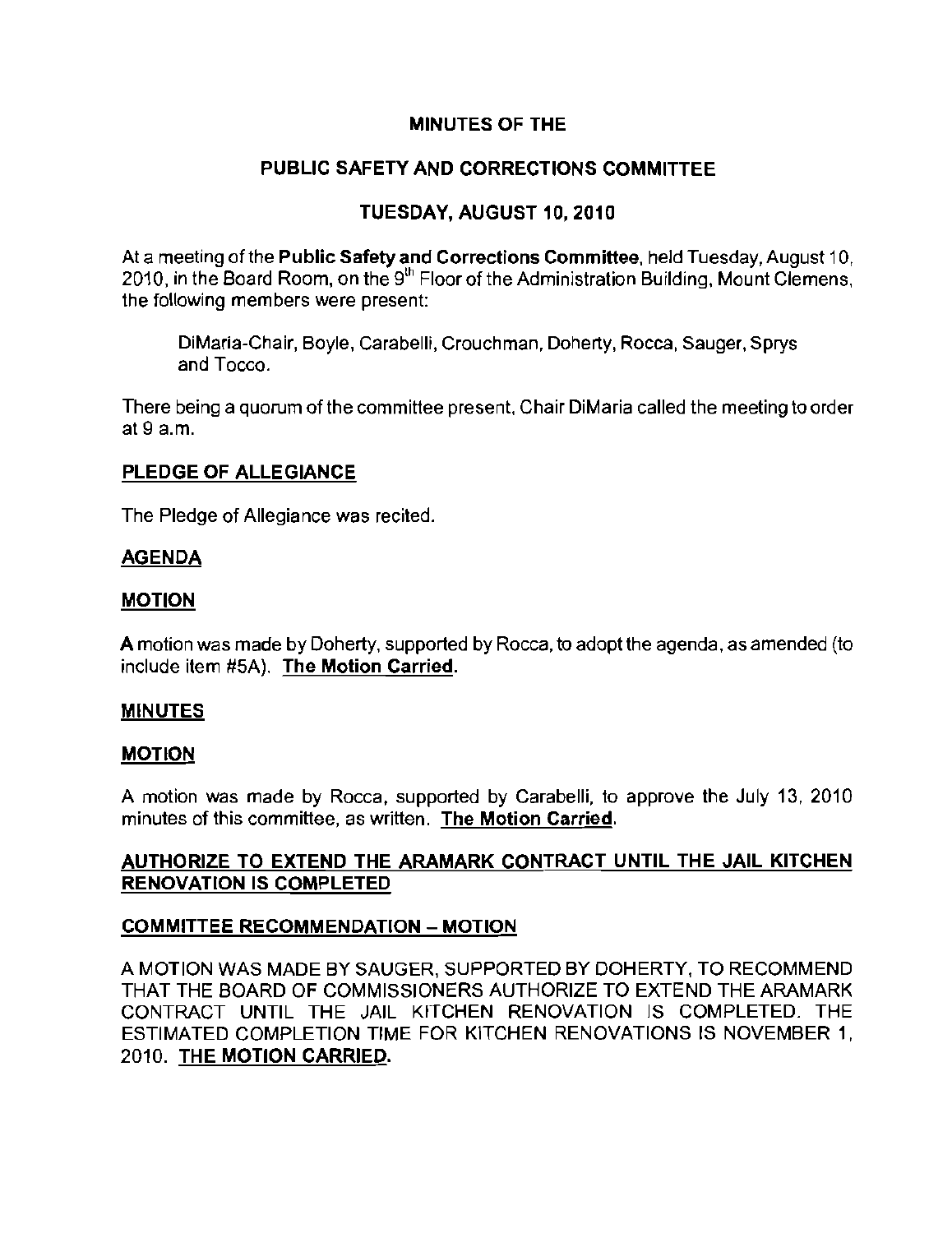# MINUTES OF THE

# PUBLIC SAFETY AND CORRECTIONS COMMITTEE

# TUESDAY, AUGUST 10, 2010

At a meeting of the **Public Safety and Corrections Committee**, held Tuesday, August 10, 2010, in the Board Room, on the 9th Floor of the Administration Building, Mount Clemens, the following members were present:

> DiMaria-Chair, Boyle, Carabelli, Crouchman, Doherty, Rocca, Sauger, Sprys and Tocco.

There being a quorum of the committee present, Chair DiMaria called the meeting to order at 9 a.m.

## PLEDGE OF ALLEGIANCE

The Pledge of Allegiance was recited.

## AGENDA

## MOTION

A motion was made by Doherty, supported by Rocca, to adopt the agenda, as amended (to include item #5A). **The Motion Carried.**

## MINUTES

## MOTION

A motion was made by Rocca, supported by Carabelli, to approve the July 13, 2010 minutes of this committee, as written. **The Motion Carried.**

## AUTHORIZE TO EXTEND THE ARAMARK CONTRACT UNTIL THE JAIL KITCHEN RENOVATION IS COMPLETED

## COMMITTEE RECOMMENDATION – MOTION

A MOTION WAS MADE BY SAUGER, SUPPORTED BY DOHERTY, TO RECOMMEND THAT THE BOARD OF COMMISSIONERS AUTHORIZE TO EXTEND THE ARAMARK CONTRACT UNTIL THE JAIL KITCHEN RENOVATION IS COMPLETED. THE ESTIMATED COMPLETION TIME FOR KITCHEN RENOVATIONS IS NOVEMBER 1, 2010. **THE MOTION CARRIED.**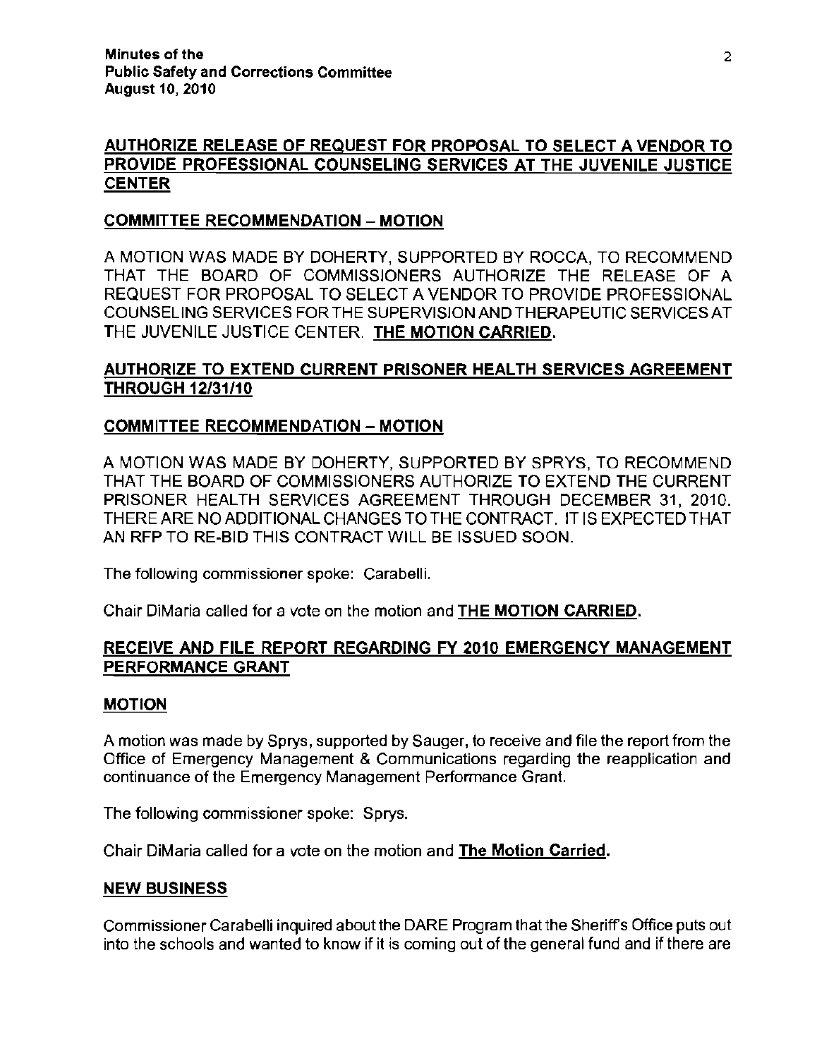## AUTHORIZE RELEASE OF REQUEST FOR PROPOSAL TO SELECT A VENDOR TO PROVIDE PROFESSIONAL COUNSELING SERVICES AT THE JUVENILE JUSTICE CENTER

### COMMITTEE RECOMMENDATION – MOTION

A MOTION WAS MADE BY DOHERTY, SUPPORTED BY ROCCA, TO RECOMMEND THAT THE BOARD OF COMMISSIONERS AUTHORIZE THE RELEASE OF A REQUEST FOR PROPOSAL TO SELECT A VENDOR TO PROVIDE PROFESSIONAL COUNSELING SERVICES FOR THE SUPERVISION AND THERAPEUTIC SERVICES AT THE JUVENILE JUSTICE CENTER. **THE MOTION CARRIED.**

## AUTHORIZE TO EXTEND CURRENT PRISONER HEALTH SERVICES AGREEMENT THROUGH 12/31/10

### COMMITTEE RECOMMENDATION – MOTION

A MOTION WAS MADE BY DOHERTY, SUPPORTED BY SPRYS, TO RECOMMEND THAT THE BOARD OF COMMISSIONERS AUTHORIZE TO EXTEND THE CURRENT PRISONER HEALTH SERVICES AGREEMENT THROUGH DECEMBER 31, 2010. THERE ARE NO ADDITIONAL CHANGES TO THE CONTRACT. IT IS EXPECTED THAT AN RFP TO RE-BID THIS CONTRACT WILL BE ISSUED SOON.

The following commissioner spoke: Carabelli.

Chair DiMaria called for a vote on the motion and **THE MOTION CARRIED.**

## RECEIVE AND FILE REPORT REGARDING FY 2010 EMERGENCY MANAGEMENT PERFORMANCE GRANT

### MOTION

A motion was made by Sprys, supported by Sauger, to receive and file the report from the Office of Emergency Management & Communications regarding the reapplication and continuance of the Emergency Management Performance Grant.

The following commissioner spoke: Sprys.

Chair DiMaria called for a vote on the motion and **The Motion Carried.**

## NEW BUSINESS

Commissioner Carabelli inquired about the DARE Program that the Sheriff's Office puts out into the schools and wanted to know if it is coming out of the general fund and if there are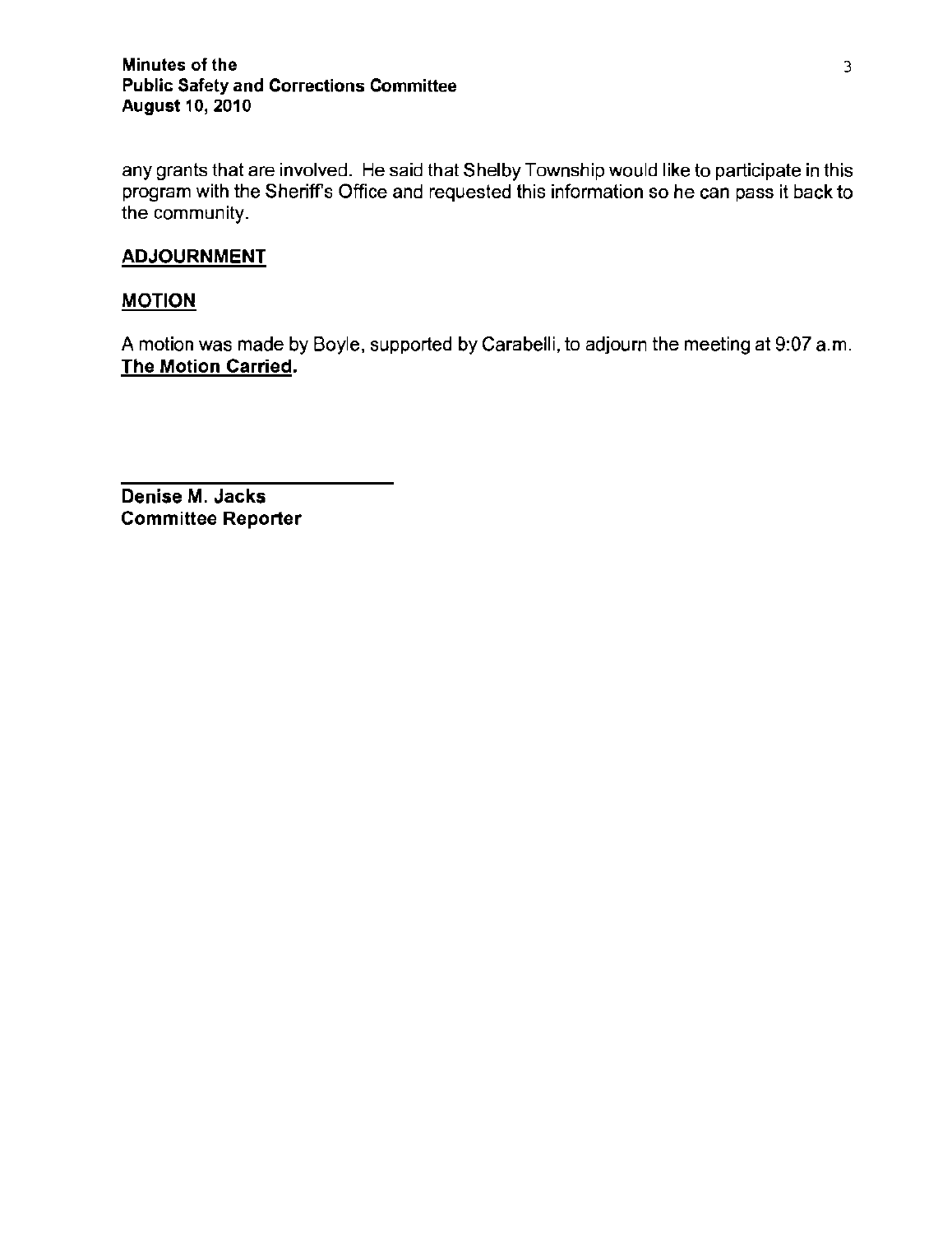any grants that are involved. He said that Shelby Township would like to participate in this program with the Sheriff's Office and requested this information so he can pass it back to the community.

**ADJOURNMENT**

**MOTION**

A motion was made by Boyle, supported by Carabelli, to adjourn the meeting at 9:07 a.m. **The Motion Carried.**

**Denise M. Jacks**
**Committee Reporter**